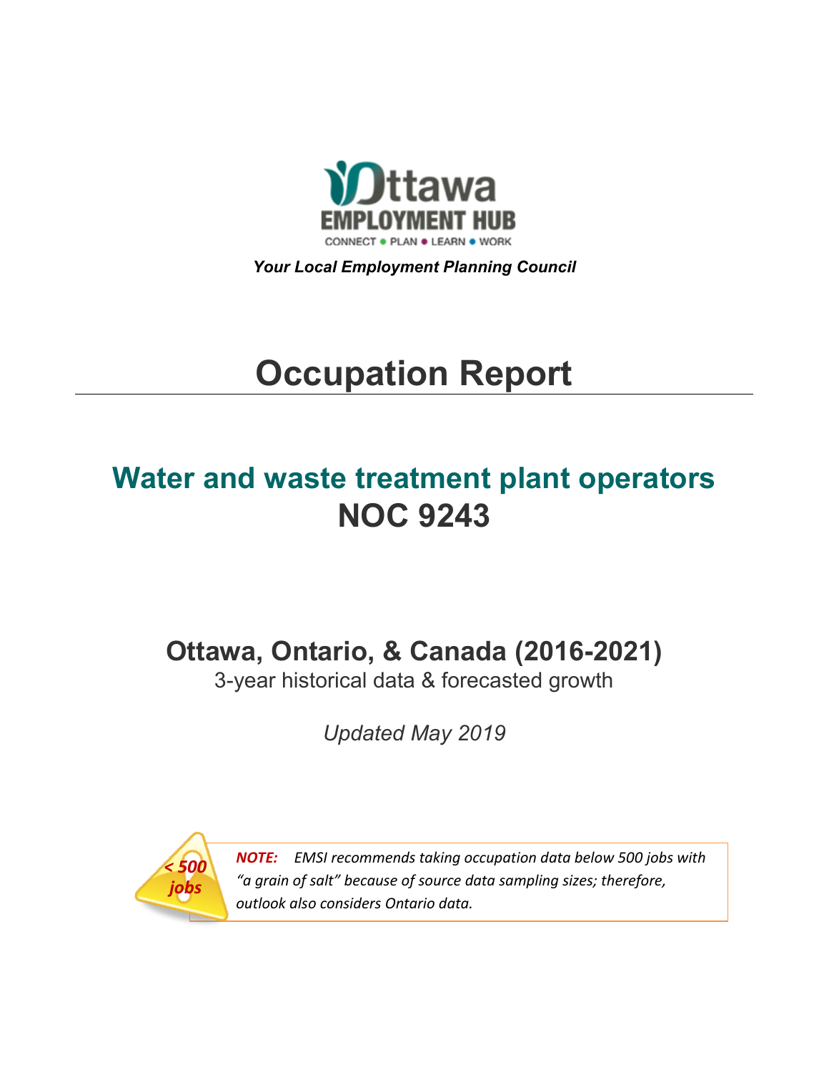Ottawa EMPLOYMENT HUB

CONNECT • PLAN • LEARN • WORK

***Your Local Employment Planning Council***

# Occupation Report

## Water and waste treatment plant operators
## NOC 9243

### Ottawa, Ontario, & Canada (2016-2021)

3-year historical data & forecasted growth

*Updated May 2019*

*< 500 jobs*

***NOTE:*** *EMSI recommends taking occupation data below 500 jobs with "a grain of salt" because of source data sampling sizes; therefore, outlook also considers Ontario data.*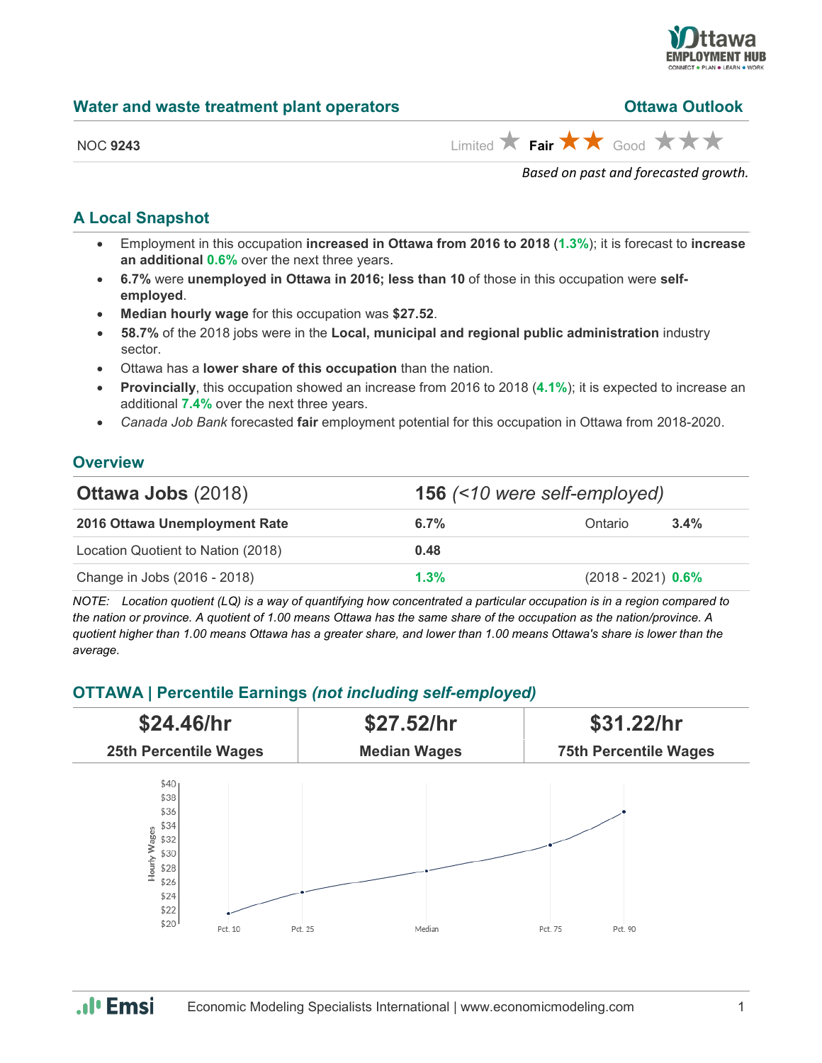## Water and waste treatment plant operators

**Ottawa Outlook**

NOC **9243**

Limited ★ **Fair** ★★ Good ★★★

*Based on past and forecasted growth.*

### A Local Snapshot

- Employment in this occupation **increased in Ottawa from 2016 to 2018** (**1.3%**); it is forecast to **increase an additional 0.6%** over the next three years.
- **6.7%** were **unemployed in Ottawa in 2016; less than 10** of those in this occupation were **self-employed**.
- **Median hourly wage** for this occupation was **$27.52**.
- **58.7%** of the 2018 jobs were in the **Local, municipal and regional public administration** industry sector.
- Ottawa has a **lower share of this occupation** than the nation.
- **Provincially**, this occupation showed an increase from 2016 to 2018 (**4.1%**); it is expected to increase an additional **7.4%** over the next three years.
- *Canada Job Bank* forecasted **fair** employment potential for this occupation in Ottawa from 2018-2020.

### Overview

| **Ottawa Jobs** (2018) | **156** *(<10 were self-employed)* | | |
|---|---|---|---|
| **2016 Ottawa Unemployment Rate** | **6.7%** | Ontario | **3.4%** |
| Location Quotient to Nation (2018) | **0.48** | | |
| Change in Jobs (2016 - 2018) | **1.3%** | (2018 - 2021) | **0.6%** |

*NOTE: Location quotient (LQ) is a way of quantifying how concentrated a particular occupation is in a region compared to the nation or province. A quotient of 1.00 means Ottawa has the same share of the occupation as the nation/province. A quotient higher than 1.00 means Ottawa has a greater share, and lower than 1.00 means Ottawa's share is lower than the average.*

### OTTAWA | Percentile Earnings *(not including self-employed)*

| $24.46/hr | $27.52/hr | $31.22/hr |
|---|---|---|
| 25th Percentile Wages | Median Wages | 75th Percentile Wages |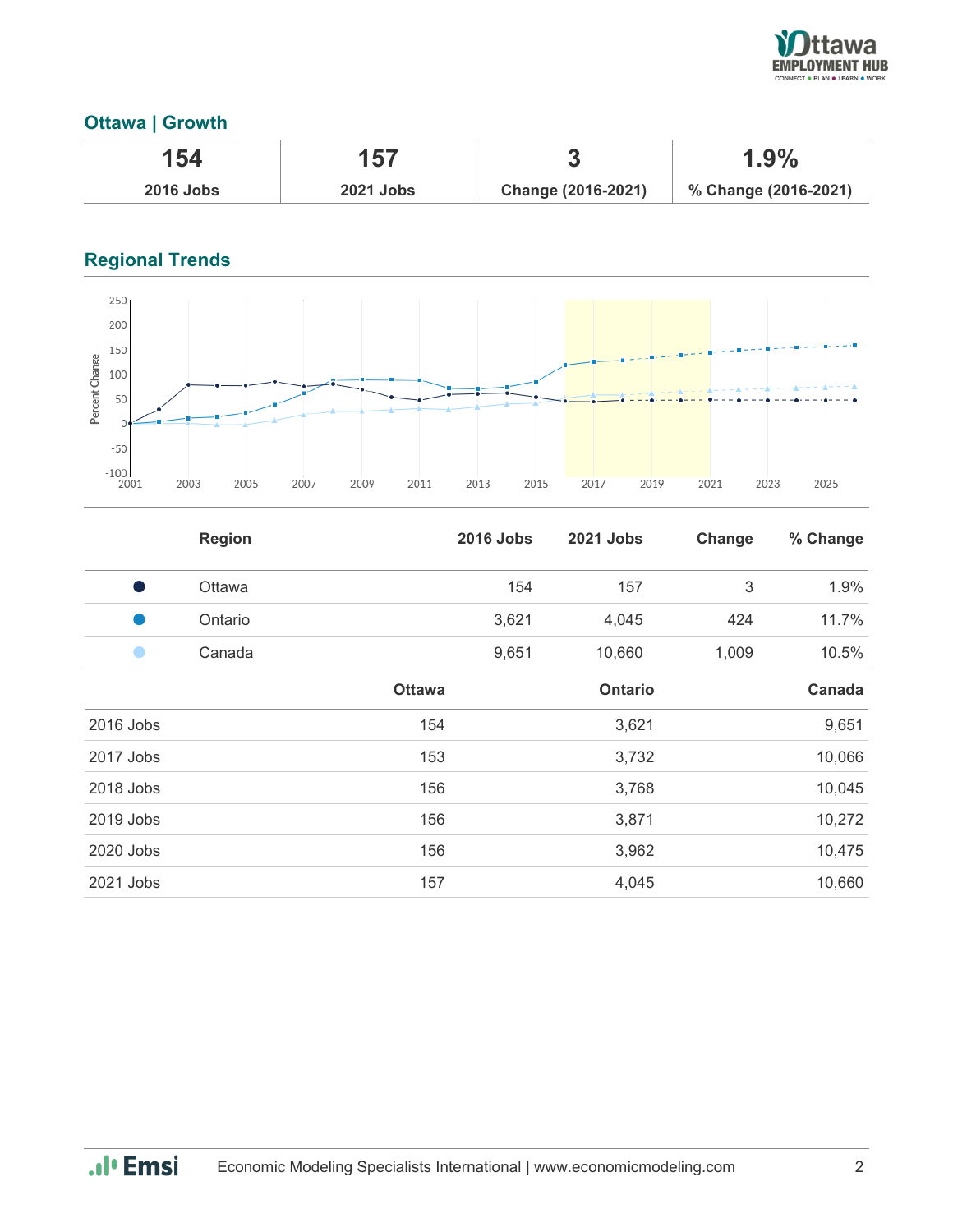## Ottawa | Growth

| 154 | 157 | 3 | 1.9% |
|---|---|---|---|
| **2016 Jobs** | **2021 Jobs** | **Change (2016-2021)** | **% Change (2016-2021)** |

## Regional Trends

| | Region | 2016 Jobs | 2021 Jobs | Change | % Change |
|---|---|---|---|---|---|
| ● | Ottawa | 154 | 157 | 3 | 1.9% |
| ● | Ontario | 3,621 | 4,045 | 424 | 11.7% |
| ● | Canada | 9,651 | 10,660 | 1,009 | 10.5% |

| | Ottawa | Ontario | Canada |
|---|---|---|---|
| 2016 Jobs | 154 | 3,621 | 9,651 |
| 2017 Jobs | 153 | 3,732 | 10,066 |
| 2018 Jobs | 156 | 3,768 | 10,045 |
| 2019 Jobs | 156 | 3,871 | 10,272 |
| 2020 Jobs | 156 | 3,962 | 10,475 |
| 2021 Jobs | 157 | 4,045 | 10,660 |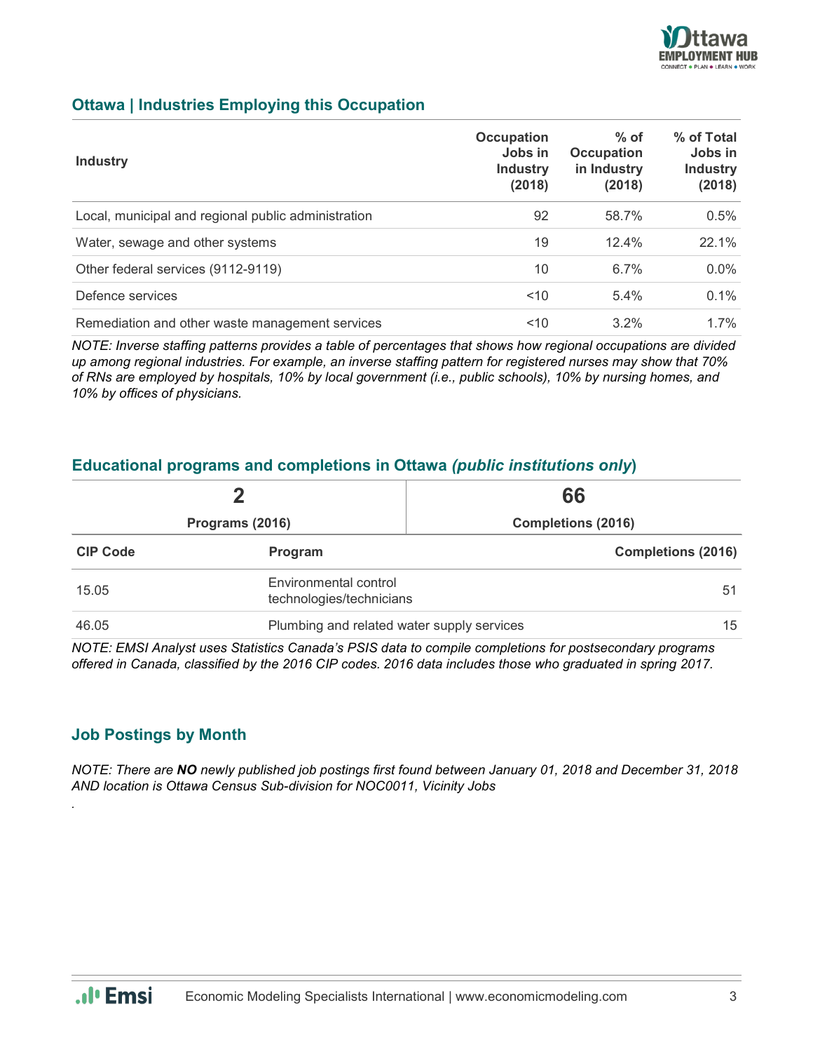## Ottawa | Industries Employing this Occupation

| Industry | Occupation Jobs in Industry (2018) | % of Occupation in Industry (2018) | % of Total Jobs in Industry (2018) |
|---|---|---|---|
| Local, municipal and regional public administration | 92 | 58.7% | 0.5% |
| Water, sewage and other systems | 19 | 12.4% | 22.1% |
| Other federal services (9112-9119) | 10 | 6.7% | 0.0% |
| Defence services | <10 | 5.4% | 0.1% |
| Remediation and other waste management services | <10 | 3.2% | 1.7% |

*NOTE: Inverse staffing patterns provides a table of percentages that shows how regional occupations are divided up among regional industries. For example, an inverse staffing pattern for registered nurses may show that 70% of RNs are employed by hospitals, 10% by local government (i.e., public schools), 10% by nursing homes, and 10% by offices of physicians.*

## Educational programs and completions in Ottawa *(public institutions only)*

| 2 | 66 |
|---|---|
| Programs (2016) | Completions (2016) |

| CIP Code | Program | Completions (2016) |
|---|---|---|
| 15.05 | Environmental control technologies/technicians | 51 |
| 46.05 | Plumbing and related water supply services | 15 |

*NOTE: EMSI Analyst uses Statistics Canada's PSIS data to compile completions for postsecondary programs offered in Canada, classified by the 2016 CIP codes. 2016 data includes those who graduated in spring 2017.*

## Job Postings by Month

*NOTE: There are **NO** newly published job postings first found between January 01, 2018 and December 31, 2018 AND location is Ottawa Census Sub-division for NOC0011, Vicinity Jobs*

.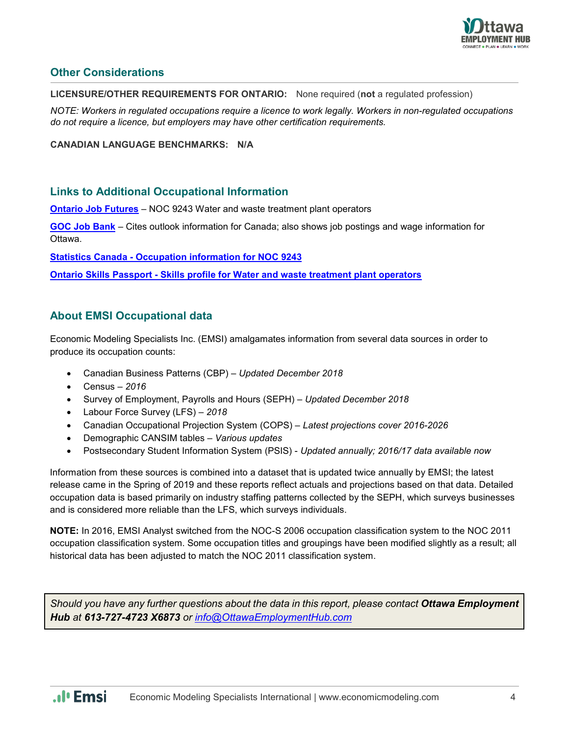## Other Considerations

**LICENSURE/OTHER REQUIREMENTS FOR ONTARIO:** None required (**not** a regulated profession)

*NOTE: Workers in regulated occupations require a licence to work legally. Workers in non-regulated occupations do not require a licence, but employers may have other certification requirements.*

**CANADIAN LANGUAGE BENCHMARKS: N/A**

## Links to Additional Occupational Information

**Ontario Job Futures** – NOC 9243 Water and waste treatment plant operators

**GOC Job Bank** – Cites outlook information for Canada; also shows job postings and wage information for Ottawa.

**Statistics Canada - Occupation information for NOC 9243**

**Ontario Skills Passport - Skills profile for Water and waste treatment plant operators**

## About EMSI Occupational data

Economic Modeling Specialists Inc. (EMSI) amalgamates information from several data sources in order to produce its occupation counts:

- Canadian Business Patterns (CBP) – *Updated December 2018*
- Census – *2016*
- Survey of Employment, Payrolls and Hours (SEPH) – *Updated December 2018*
- Labour Force Survey (LFS) – *2018*
- Canadian Occupational Projection System (COPS) – *Latest projections cover 2016-2026*
- Demographic CANSIM tables – *Various updates*
- Postsecondary Student Information System (PSIS) - *Updated annually; 2016/17 data available now*

Information from these sources is combined into a dataset that is updated twice annually by EMSI; the latest release came in the Spring of 2019 and these reports reflect actuals and projections based on that data. Detailed occupation data is based primarily on industry staffing patterns collected by the SEPH, which surveys businesses and is considered more reliable than the LFS, which surveys individuals.

**NOTE:** In 2016, EMSI Analyst switched from the NOC-S 2006 occupation classification system to the NOC 2011 occupation classification system. Some occupation titles and groupings have been modified slightly as a result; all historical data has been adjusted to match the NOC 2011 classification system.

*Should you have any further questions about the data in this report, please contact **Ottawa Employment Hub** at **613-727-4723 X6873** or info@OttawaEmploymentHub.com*